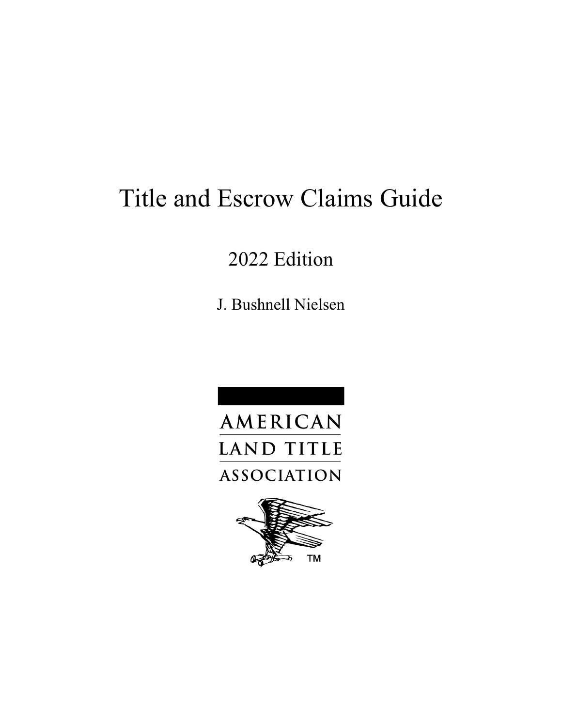# Title and Escrow Claims Guide

2022 Edition

J. Bushnell Nielsen

AMERICAN
LAND TITLE
ASSOCIATION

TM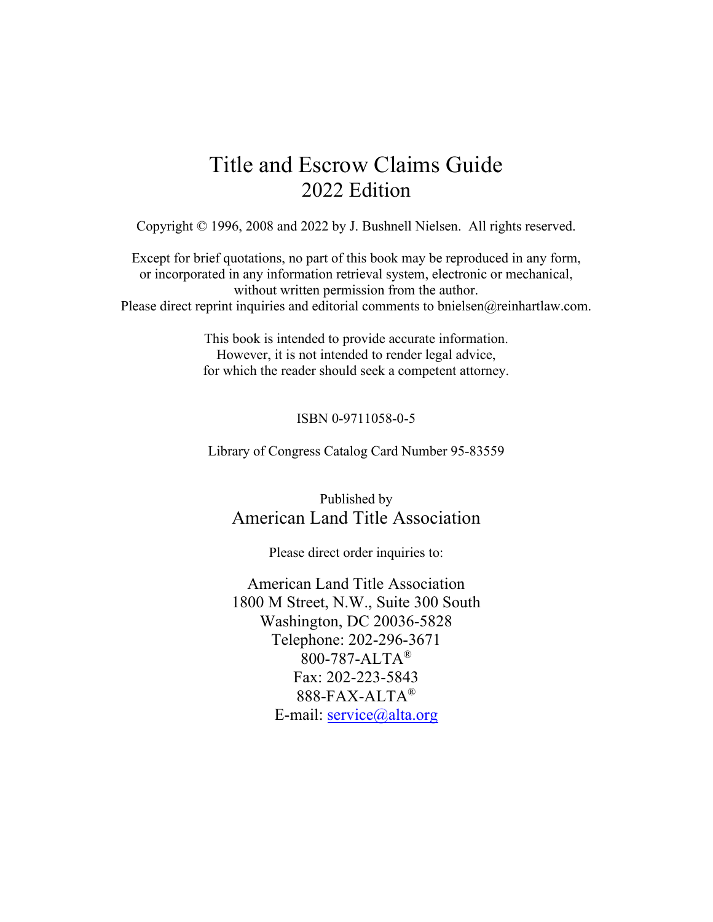# Title and Escrow Claims Guide
## 2022 Edition

Copyright © 1996, 2008 and 2022 by J. Bushnell Nielsen. All rights reserved.

Except for brief quotations, no part of this book may be reproduced in any form, or incorporated in any information retrieval system, electronic or mechanical, without written permission from the author.
Please direct reprint inquiries and editorial comments to bnielsen@reinhartlaw.com.

This book is intended to provide accurate information.
However, it is not intended to render legal advice,
for which the reader should seek a competent attorney.

ISBN 0-9711058-0-5

Library of Congress Catalog Card Number 95-83559

Published by
American Land Title Association

Please direct order inquiries to:

American Land Title Association
1800 M Street, N.W., Suite 300 South
Washington, DC 20036-5828
Telephone: 202-296-3671
800-787-ALTA®
Fax: 202-223-5843
888-FAX-ALTA®
E-mail: service@alta.org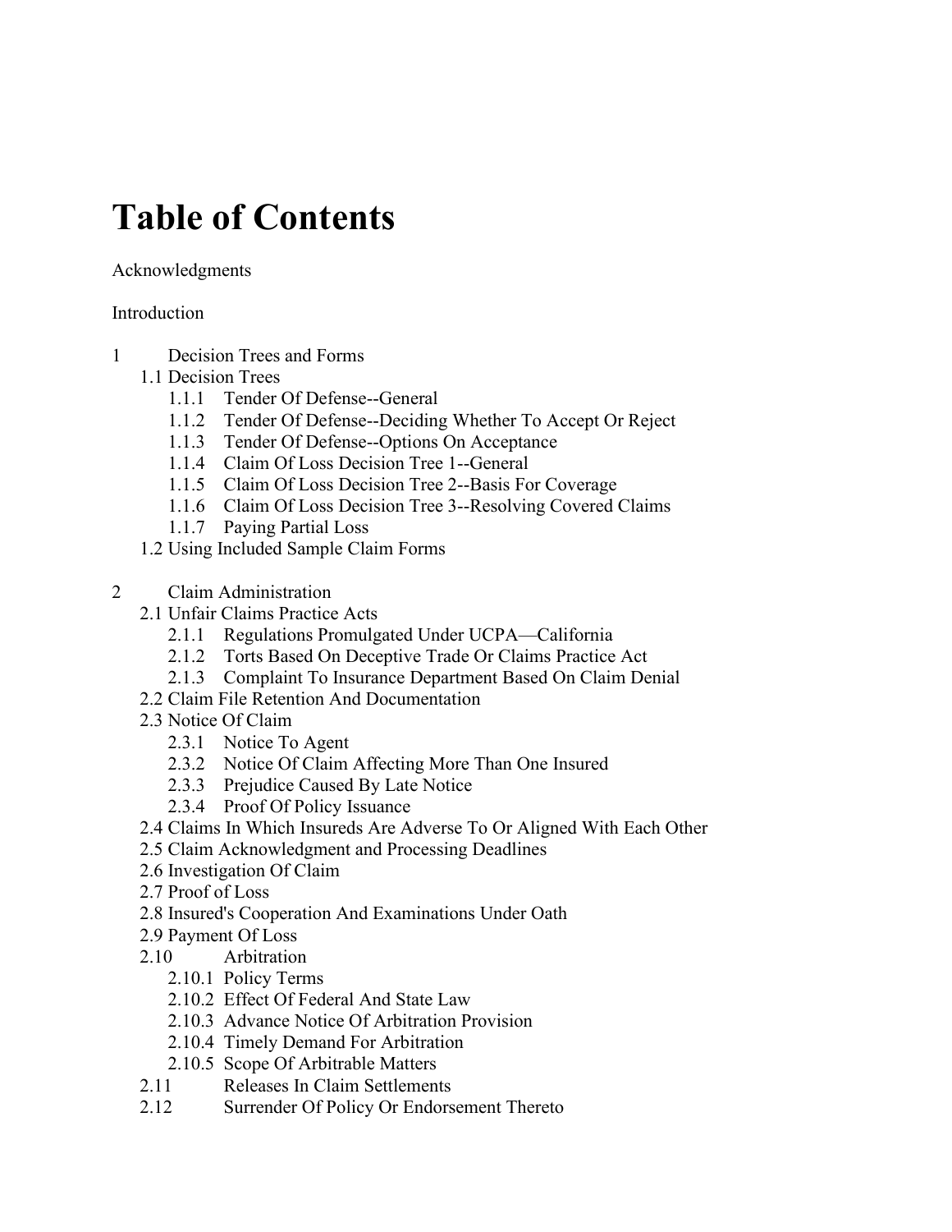# Table of Contents

Acknowledgments

Introduction

- 1 Decision Trees and Forms
  - 1.1 Decision Trees
    - 1.1.1 Tender Of Defense--General
    - 1.1.2 Tender Of Defense--Deciding Whether To Accept Or Reject
    - 1.1.3 Tender Of Defense--Options On Acceptance
    - 1.1.4 Claim Of Loss Decision Tree 1--General
    - 1.1.5 Claim Of Loss Decision Tree 2--Basis For Coverage
    - 1.1.6 Claim Of Loss Decision Tree 3--Resolving Covered Claims
    - 1.1.7 Paying Partial Loss
  - 1.2 Using Included Sample Claim Forms

- 2 Claim Administration
  - 2.1 Unfair Claims Practice Acts
    - 2.1.1 Regulations Promulgated Under UCPA—California
    - 2.1.2 Torts Based On Deceptive Trade Or Claims Practice Act
    - 2.1.3 Complaint To Insurance Department Based On Claim Denial
  - 2.2 Claim File Retention And Documentation
  - 2.3 Notice Of Claim
    - 2.3.1 Notice To Agent
    - 2.3.2 Notice Of Claim Affecting More Than One Insured
    - 2.3.3 Prejudice Caused By Late Notice
    - 2.3.4 Proof Of Policy Issuance
  - 2.4 Claims In Which Insureds Are Adverse To Or Aligned With Each Other
  - 2.5 Claim Acknowledgment and Processing Deadlines
  - 2.6 Investigation Of Claim
  - 2.7 Proof of Loss
  - 2.8 Insured's Cooperation And Examinations Under Oath
  - 2.9 Payment Of Loss
  - 2.10 Arbitration
    - 2.10.1 Policy Terms
    - 2.10.2 Effect Of Federal And State Law
    - 2.10.3 Advance Notice Of Arbitration Provision
    - 2.10.4 Timely Demand For Arbitration
    - 2.10.5 Scope Of Arbitrable Matters
  - 2.11 Releases In Claim Settlements
  - 2.12 Surrender Of Policy Or Endorsement Thereto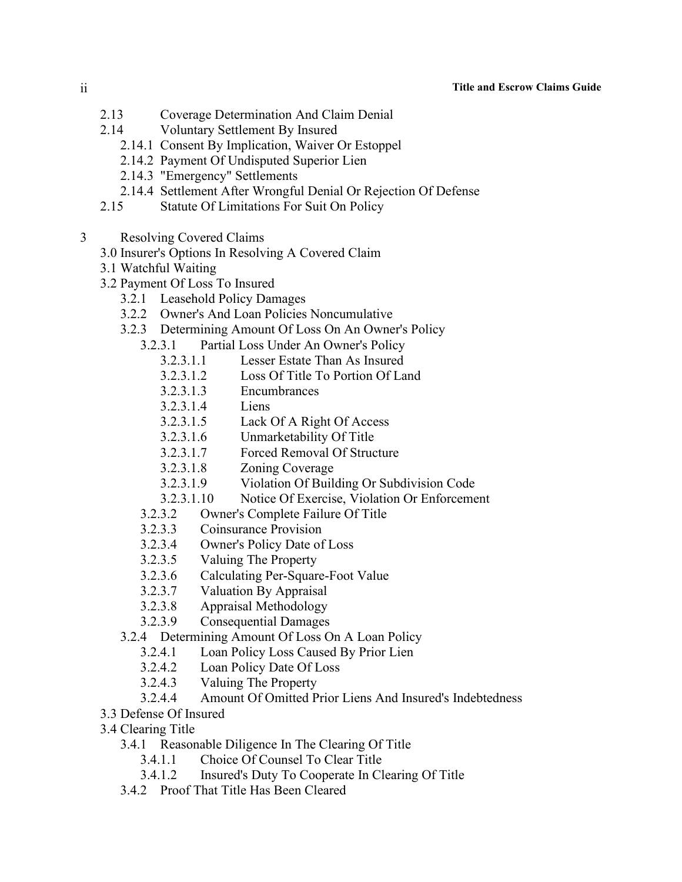- 2.13 Coverage Determination And Claim Denial
- 2.14 Voluntary Settlement By Insured
  - 2.14.1 Consent By Implication, Waiver Or Estoppel
  - 2.14.2 Payment Of Undisputed Superior Lien
  - 2.14.3 "Emergency" Settlements
  - 2.14.4 Settlement After Wrongful Denial Or Rejection Of Defense
- 2.15 Statute Of Limitations For Suit On Policy

3 Resolving Covered Claims

- 3.0 Insurer's Options In Resolving A Covered Claim
- 3.1 Watchful Waiting
- 3.2 Payment Of Loss To Insured
  - 3.2.1 Leasehold Policy Damages
  - 3.2.2 Owner's And Loan Policies Noncumulative
  - 3.2.3 Determining Amount Of Loss On An Owner's Policy
    - 3.2.3.1 Partial Loss Under An Owner's Policy
      - 3.2.3.1.1 Lesser Estate Than As Insured
      - 3.2.3.1.2 Loss Of Title To Portion Of Land
      - 3.2.3.1.3 Encumbrances
      - 3.2.3.1.4 Liens
      - 3.2.3.1.5 Lack Of A Right Of Access
      - 3.2.3.1.6 Unmarketability Of Title
      - 3.2.3.1.7 Forced Removal Of Structure
      - 3.2.3.1.8 Zoning Coverage
      - 3.2.3.1.9 Violation Of Building Or Subdivision Code
      - 3.2.3.1.10 Notice Of Exercise, Violation Or Enforcement
    - 3.2.3.2 Owner's Complete Failure Of Title
    - 3.2.3.3 Coinsurance Provision
    - 3.2.3.4 Owner's Policy Date of Loss
    - 3.2.3.5 Valuing The Property
    - 3.2.3.6 Calculating Per-Square-Foot Value
    - 3.2.3.7 Valuation By Appraisal
    - 3.2.3.8 Appraisal Methodology
    - 3.2.3.9 Consequential Damages
  - 3.2.4 Determining Amount Of Loss On A Loan Policy
    - 3.2.4.1 Loan Policy Loss Caused By Prior Lien
    - 3.2.4.2 Loan Policy Date Of Loss
    - 3.2.4.3 Valuing The Property
    - 3.2.4.4 Amount Of Omitted Prior Liens And Insured's Indebtedness
- 3.3 Defense Of Insured
- 3.4 Clearing Title
  - 3.4.1 Reasonable Diligence In The Clearing Of Title
    - 3.4.1.1 Choice Of Counsel To Clear Title
    - 3.4.1.2 Insured's Duty To Cooperate In Clearing Of Title
  - 3.4.2 Proof That Title Has Been Cleared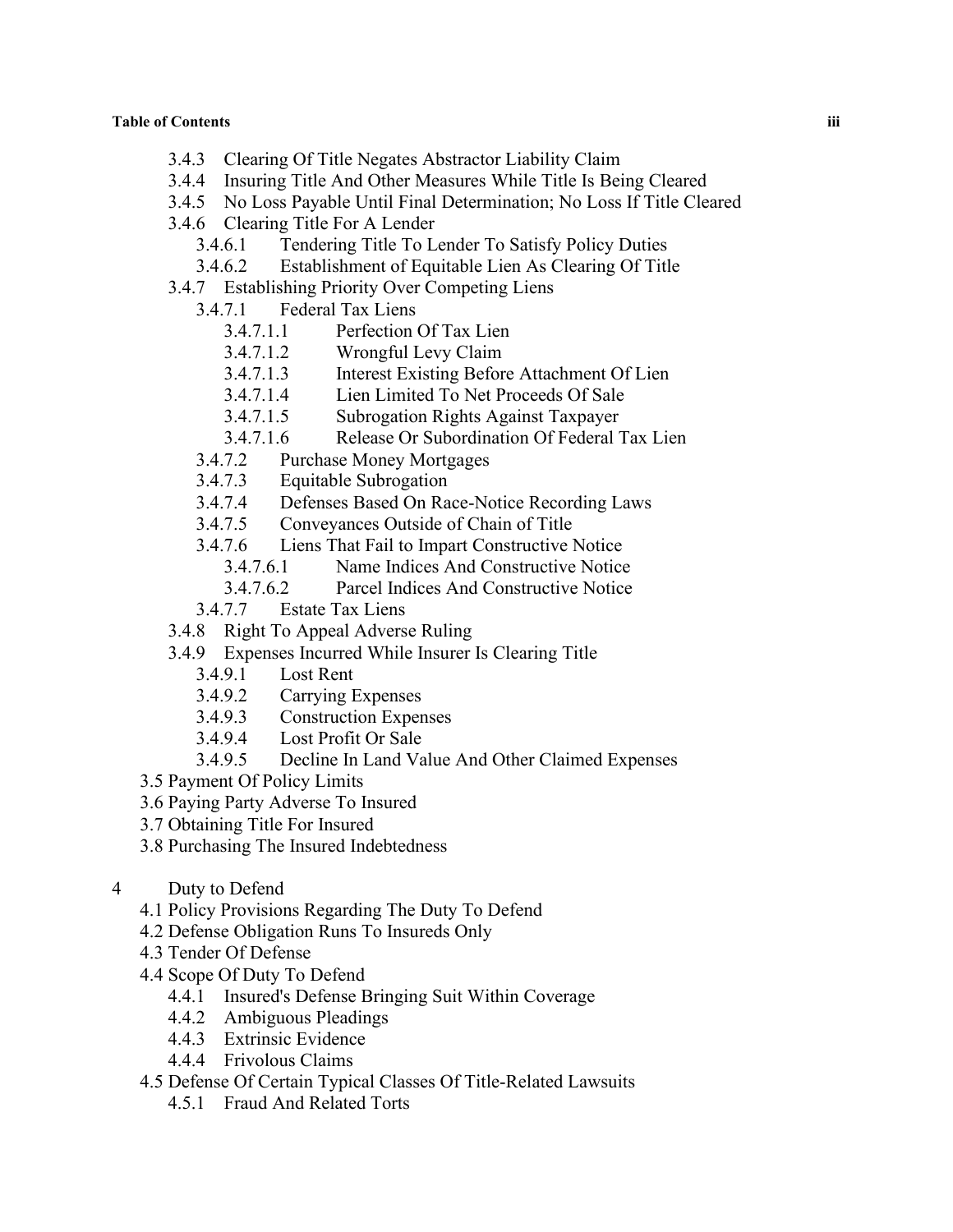- 3.4.3 Clearing Of Title Negates Abstractor Liability Claim
- 3.4.4 Insuring Title And Other Measures While Title Is Being Cleared
- 3.4.5 No Loss Payable Until Final Determination; No Loss If Title Cleared
- 3.4.6 Clearing Title For A Lender
  - 3.4.6.1 Tendering Title To Lender To Satisfy Policy Duties
  - 3.4.6.2 Establishment of Equitable Lien As Clearing Of Title
- 3.4.7 Establishing Priority Over Competing Liens
  - 3.4.7.1 Federal Tax Liens
    - 3.4.7.1.1 Perfection Of Tax Lien
    - 3.4.7.1.2 Wrongful Levy Claim
    - 3.4.7.1.3 Interest Existing Before Attachment Of Lien
    - 3.4.7.1.4 Lien Limited To Net Proceeds Of Sale
    - 3.4.7.1.5 Subrogation Rights Against Taxpayer
    - 3.4.7.1.6 Release Or Subordination Of Federal Tax Lien
  - 3.4.7.2 Purchase Money Mortgages
  - 3.4.7.3 Equitable Subrogation
  - 3.4.7.4 Defenses Based On Race-Notice Recording Laws
  - 3.4.7.5 Conveyances Outside of Chain of Title
  - 3.4.7.6 Liens That Fail to Impart Constructive Notice
    - 3.4.7.6.1 Name Indices And Constructive Notice
    - 3.4.7.6.2 Parcel Indices And Constructive Notice
  - 3.4.7.7 Estate Tax Liens
- 3.4.8 Right To Appeal Adverse Ruling
- 3.4.9 Expenses Incurred While Insurer Is Clearing Title
  - 3.4.9.1 Lost Rent
  - 3.4.9.2 Carrying Expenses
  - 3.4.9.3 Construction Expenses
  - 3.4.9.4 Lost Profit Or Sale
  - 3.4.9.5 Decline In Land Value And Other Claimed Expenses

3.5 Payment Of Policy Limits

3.6 Paying Party Adverse To Insured

3.7 Obtaining Title For Insured

3.8 Purchasing The Insured Indebtedness

4 Duty to Defend

- 4.1 Policy Provisions Regarding The Duty To Defend
- 4.2 Defense Obligation Runs To Insureds Only
- 4.3 Tender Of Defense
- 4.4 Scope Of Duty To Defend
  - 4.4.1 Insured's Defense Bringing Suit Within Coverage
  - 4.4.2 Ambiguous Pleadings
  - 4.4.3 Extrinsic Evidence
  - 4.4.4 Frivolous Claims
- 4.5 Defense Of Certain Typical Classes Of Title-Related Lawsuits
  - 4.5.1 Fraud And Related Torts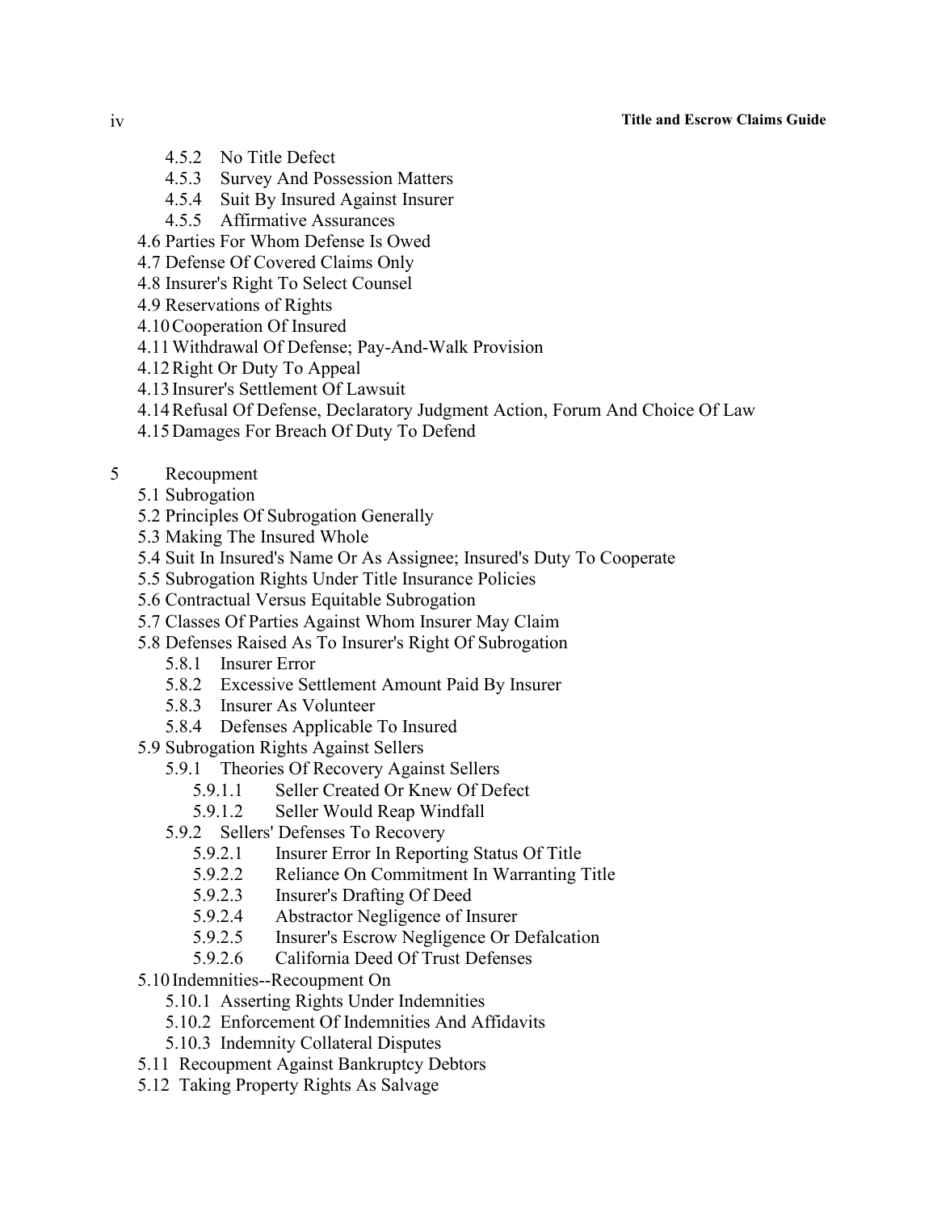- 4.5.2 No Title Defect
- 4.5.3 Survey And Possession Matters
- 4.5.4 Suit By Insured Against Insurer
- 4.5.5 Affirmative Assurances
- 4.6 Parties For Whom Defense Is Owed
- 4.7 Defense Of Covered Claims Only
- 4.8 Insurer's Right To Select Counsel
- 4.9 Reservations of Rights
- 4.10 Cooperation Of Insured
- 4.11 Withdrawal Of Defense; Pay-And-Walk Provision
- 4.12 Right Or Duty To Appeal
- 4.13 Insurer's Settlement Of Lawsuit
- 4.14 Refusal Of Defense, Declaratory Judgment Action, Forum And Choice Of Law
- 4.15 Damages For Breach Of Duty To Defend

5 Recoupment

- 5.1 Subrogation
- 5.2 Principles Of Subrogation Generally
- 5.3 Making The Insured Whole
- 5.4 Suit In Insured's Name Or As Assignee; Insured's Duty To Cooperate
- 5.5 Subrogation Rights Under Title Insurance Policies
- 5.6 Contractual Versus Equitable Subrogation
- 5.7 Classes Of Parties Against Whom Insurer May Claim
- 5.8 Defenses Raised As To Insurer's Right Of Subrogation
  - 5.8.1 Insurer Error
  - 5.8.2 Excessive Settlement Amount Paid By Insurer
  - 5.8.3 Insurer As Volunteer
  - 5.8.4 Defenses Applicable To Insured
- 5.9 Subrogation Rights Against Sellers
  - 5.9.1 Theories Of Recovery Against Sellers
    - 5.9.1.1 Seller Created Or Knew Of Defect
    - 5.9.1.2 Seller Would Reap Windfall
  - 5.9.2 Sellers' Defenses To Recovery
    - 5.9.2.1 Insurer Error In Reporting Status Of Title
    - 5.9.2.2 Reliance On Commitment In Warranting Title
    - 5.9.2.3 Insurer's Drafting Of Deed
    - 5.9.2.4 Abstractor Negligence of Insurer
    - 5.9.2.5 Insurer's Escrow Negligence Or Defalcation
    - 5.9.2.6 California Deed Of Trust Defenses
- 5.10 Indemnities--Recoupment On
  - 5.10.1 Asserting Rights Under Indemnities
  - 5.10.2 Enforcement Of Indemnities And Affidavits
  - 5.10.3 Indemnity Collateral Disputes
- 5.11 Recoupment Against Bankruptcy Debtors
- 5.12 Taking Property Rights As Salvage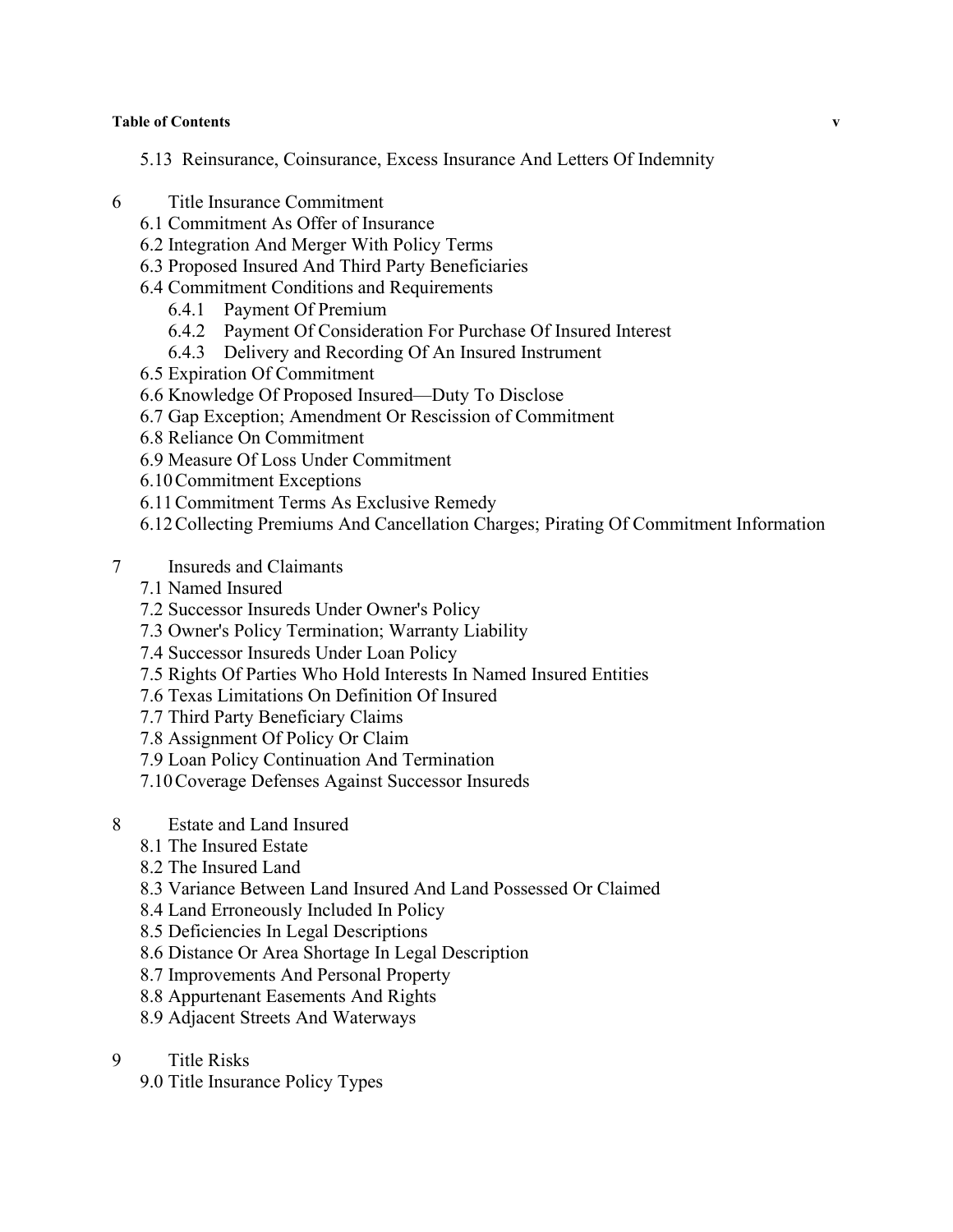5.13 Reinsurance, Coinsurance, Excess Insurance And Letters Of Indemnity

6 Title Insurance Commitment
- 6.1 Commitment As Offer of Insurance
- 6.2 Integration And Merger With Policy Terms
- 6.3 Proposed Insured And Third Party Beneficiaries
- 6.4 Commitment Conditions and Requirements
  - 6.4.1 Payment Of Premium
  - 6.4.2 Payment Of Consideration For Purchase Of Insured Interest
  - 6.4.3 Delivery and Recording Of An Insured Instrument
- 6.5 Expiration Of Commitment
- 6.6 Knowledge Of Proposed Insured—Duty To Disclose
- 6.7 Gap Exception; Amendment Or Rescission of Commitment
- 6.8 Reliance On Commitment
- 6.9 Measure Of Loss Under Commitment
- 6.10 Commitment Exceptions
- 6.11 Commitment Terms As Exclusive Remedy
- 6.12 Collecting Premiums And Cancellation Charges; Pirating Of Commitment Information

7 Insureds and Claimants
- 7.1 Named Insured
- 7.2 Successor Insureds Under Owner's Policy
- 7.3 Owner's Policy Termination; Warranty Liability
- 7.4 Successor Insureds Under Loan Policy
- 7.5 Rights Of Parties Who Hold Interests In Named Insured Entities
- 7.6 Texas Limitations On Definition Of Insured
- 7.7 Third Party Beneficiary Claims
- 7.8 Assignment Of Policy Or Claim
- 7.9 Loan Policy Continuation And Termination
- 7.10 Coverage Defenses Against Successor Insureds

8 Estate and Land Insured
- 8.1 The Insured Estate
- 8.2 The Insured Land
- 8.3 Variance Between Land Insured And Land Possessed Or Claimed
- 8.4 Land Erroneously Included In Policy
- 8.5 Deficiencies In Legal Descriptions
- 8.6 Distance Or Area Shortage In Legal Description
- 8.7 Improvements And Personal Property
- 8.8 Appurtenant Easements And Rights
- 8.9 Adjacent Streets And Waterways

9 Title Risks
- 9.0 Title Insurance Policy Types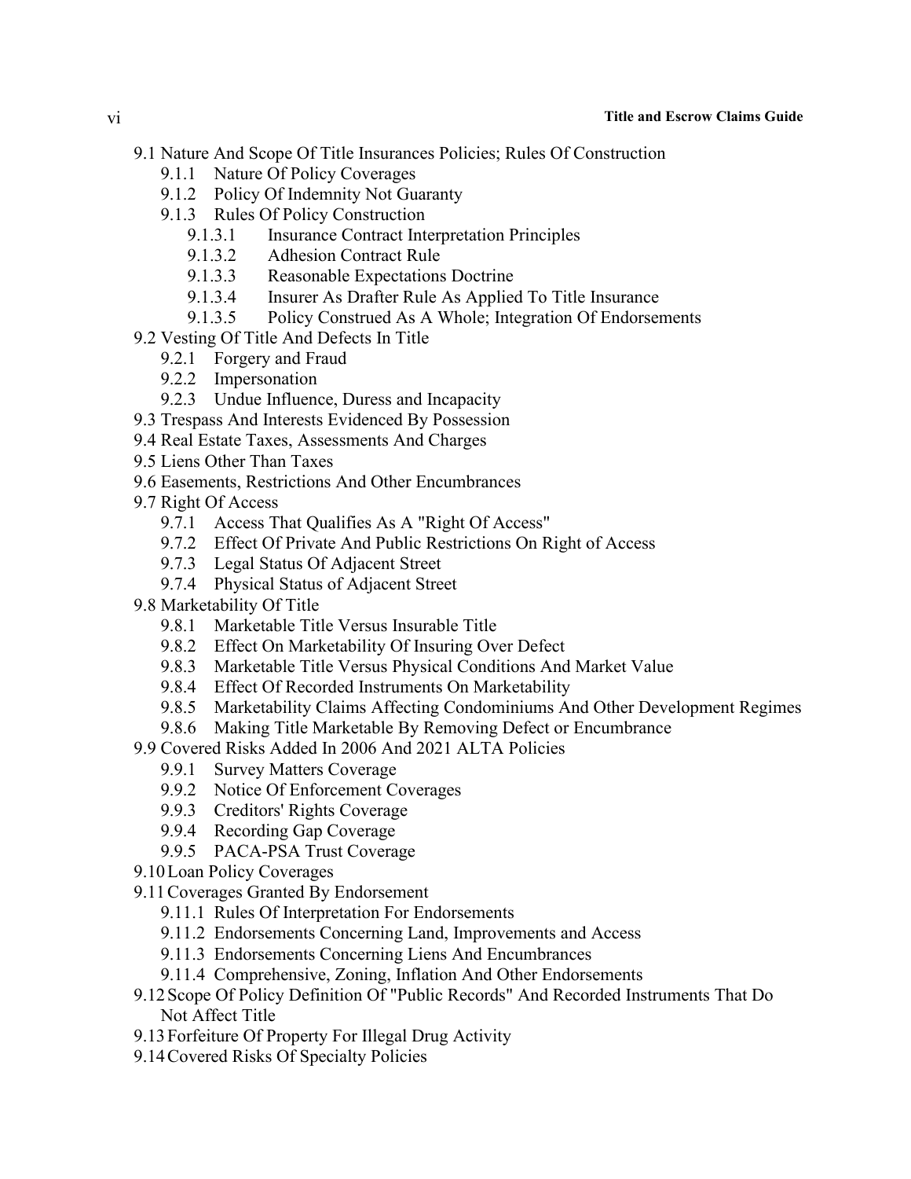- 9.1 Nature And Scope Of Title Insurances Policies; Rules Of Construction
  - 9.1.1 Nature Of Policy Coverages
  - 9.1.2 Policy Of Indemnity Not Guaranty
  - 9.1.3 Rules Of Policy Construction
    - 9.1.3.1 Insurance Contract Interpretation Principles
    - 9.1.3.2 Adhesion Contract Rule
    - 9.1.3.3 Reasonable Expectations Doctrine
    - 9.1.3.4 Insurer As Drafter Rule As Applied To Title Insurance
    - 9.1.3.5 Policy Construed As A Whole; Integration Of Endorsements
- 9.2 Vesting Of Title And Defects In Title
  - 9.2.1 Forgery and Fraud
  - 9.2.2 Impersonation
  - 9.2.3 Undue Influence, Duress and Incapacity
- 9.3 Trespass And Interests Evidenced By Possession
- 9.4 Real Estate Taxes, Assessments And Charges
- 9.5 Liens Other Than Taxes
- 9.6 Easements, Restrictions And Other Encumbrances
- 9.7 Right Of Access
  - 9.7.1 Access That Qualifies As A "Right Of Access"
  - 9.7.2 Effect Of Private And Public Restrictions On Right of Access
  - 9.7.3 Legal Status Of Adjacent Street
  - 9.7.4 Physical Status of Adjacent Street
- 9.8 Marketability Of Title
  - 9.8.1 Marketable Title Versus Insurable Title
  - 9.8.2 Effect On Marketability Of Insuring Over Defect
  - 9.8.3 Marketable Title Versus Physical Conditions And Market Value
  - 9.8.4 Effect Of Recorded Instruments On Marketability
  - 9.8.5 Marketability Claims Affecting Condominiums And Other Development Regimes
  - 9.8.6 Making Title Marketable By Removing Defect or Encumbrance
- 9.9 Covered Risks Added In 2006 And 2021 ALTA Policies
  - 9.9.1 Survey Matters Coverage
  - 9.9.2 Notice Of Enforcement Coverages
  - 9.9.3 Creditors' Rights Coverage
  - 9.9.4 Recording Gap Coverage
  - 9.9.5 PACA-PSA Trust Coverage
- 9.10 Loan Policy Coverages
- 9.11 Coverages Granted By Endorsement
  - 9.11.1 Rules Of Interpretation For Endorsements
  - 9.11.2 Endorsements Concerning Land, Improvements and Access
  - 9.11.3 Endorsements Concerning Liens And Encumbrances
  - 9.11.4 Comprehensive, Zoning, Inflation And Other Endorsements
- 9.12 Scope Of Policy Definition Of "Public Records" And Recorded Instruments That Do Not Affect Title
- 9.13 Forfeiture Of Property For Illegal Drug Activity
- 9.14 Covered Risks Of Specialty Policies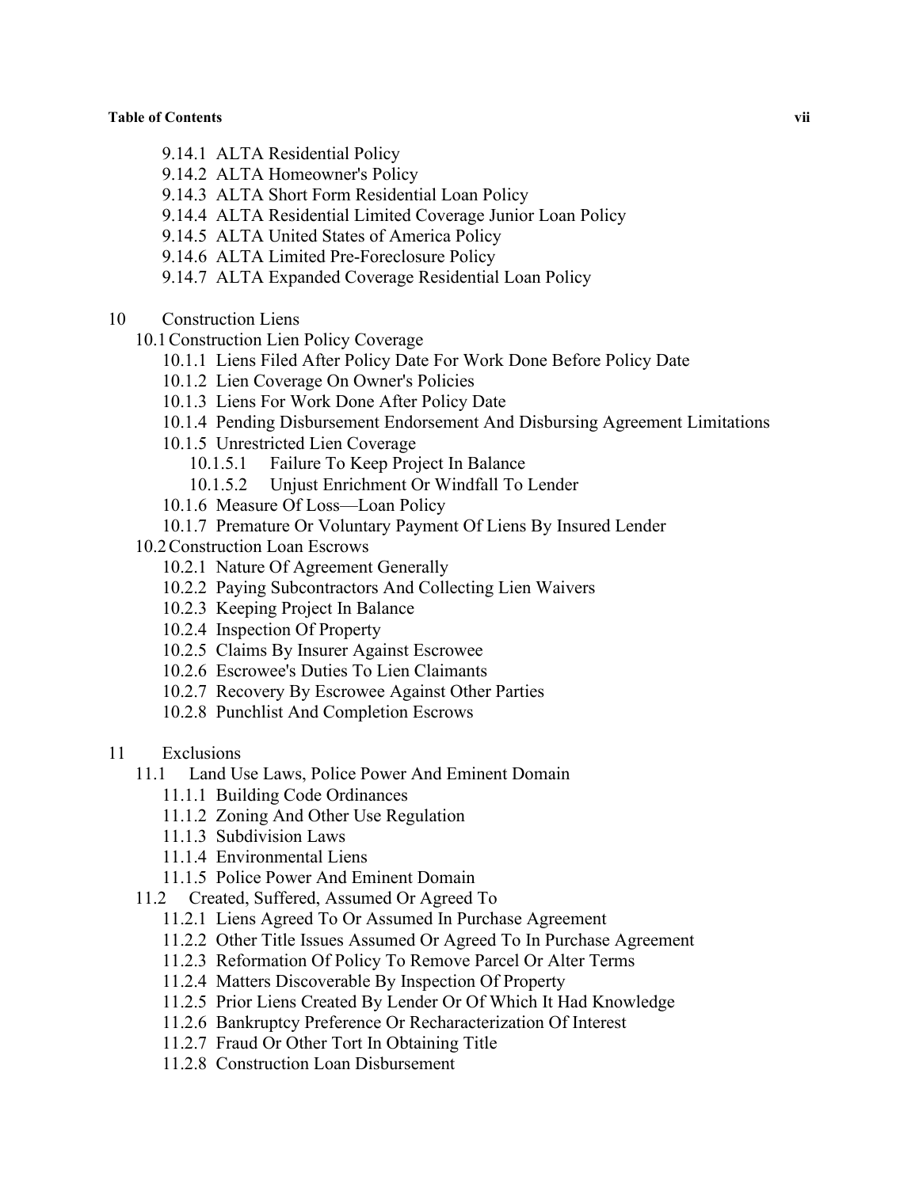- 9.14.1 ALTA Residential Policy
- 9.14.2 ALTA Homeowner's Policy
- 9.14.3 ALTA Short Form Residential Loan Policy
- 9.14.4 ALTA Residential Limited Coverage Junior Loan Policy
- 9.14.5 ALTA United States of America Policy
- 9.14.6 ALTA Limited Pre-Foreclosure Policy
- 9.14.7 ALTA Expanded Coverage Residential Loan Policy

10 Construction Liens

- 10.1 Construction Lien Policy Coverage
  - 10.1.1 Liens Filed After Policy Date For Work Done Before Policy Date
  - 10.1.2 Lien Coverage On Owner's Policies
  - 10.1.3 Liens For Work Done After Policy Date
  - 10.1.4 Pending Disbursement Endorsement And Disbursing Agreement Limitations
  - 10.1.5 Unrestricted Lien Coverage
    - 10.1.5.1 Failure To Keep Project In Balance
    - 10.1.5.2 Unjust Enrichment Or Windfall To Lender
  - 10.1.6 Measure Of Loss—Loan Policy
  - 10.1.7 Premature Or Voluntary Payment Of Liens By Insured Lender
- 10.2 Construction Loan Escrows
  - 10.2.1 Nature Of Agreement Generally
  - 10.2.2 Paying Subcontractors And Collecting Lien Waivers
  - 10.2.3 Keeping Project In Balance
  - 10.2.4 Inspection Of Property
  - 10.2.5 Claims By Insurer Against Escrowee
  - 10.2.6 Escrowee's Duties To Lien Claimants
  - 10.2.7 Recovery By Escrowee Against Other Parties
  - 10.2.8 Punchlist And Completion Escrows

11 Exclusions

- 11.1 Land Use Laws, Police Power And Eminent Domain
  - 11.1.1 Building Code Ordinances
  - 11.1.2 Zoning And Other Use Regulation
  - 11.1.3 Subdivision Laws
  - 11.1.4 Environmental Liens
  - 11.1.5 Police Power And Eminent Domain
- 11.2 Created, Suffered, Assumed Or Agreed To
  - 11.2.1 Liens Agreed To Or Assumed In Purchase Agreement
  - 11.2.2 Other Title Issues Assumed Or Agreed To In Purchase Agreement
  - 11.2.3 Reformation Of Policy To Remove Parcel Or Alter Terms
  - 11.2.4 Matters Discoverable By Inspection Of Property
  - 11.2.5 Prior Liens Created By Lender Or Of Which It Had Knowledge
  - 11.2.6 Bankruptcy Preference Or Recharacterization Of Interest
  - 11.2.7 Fraud Or Other Tort In Obtaining Title
  - 11.2.8 Construction Loan Disbursement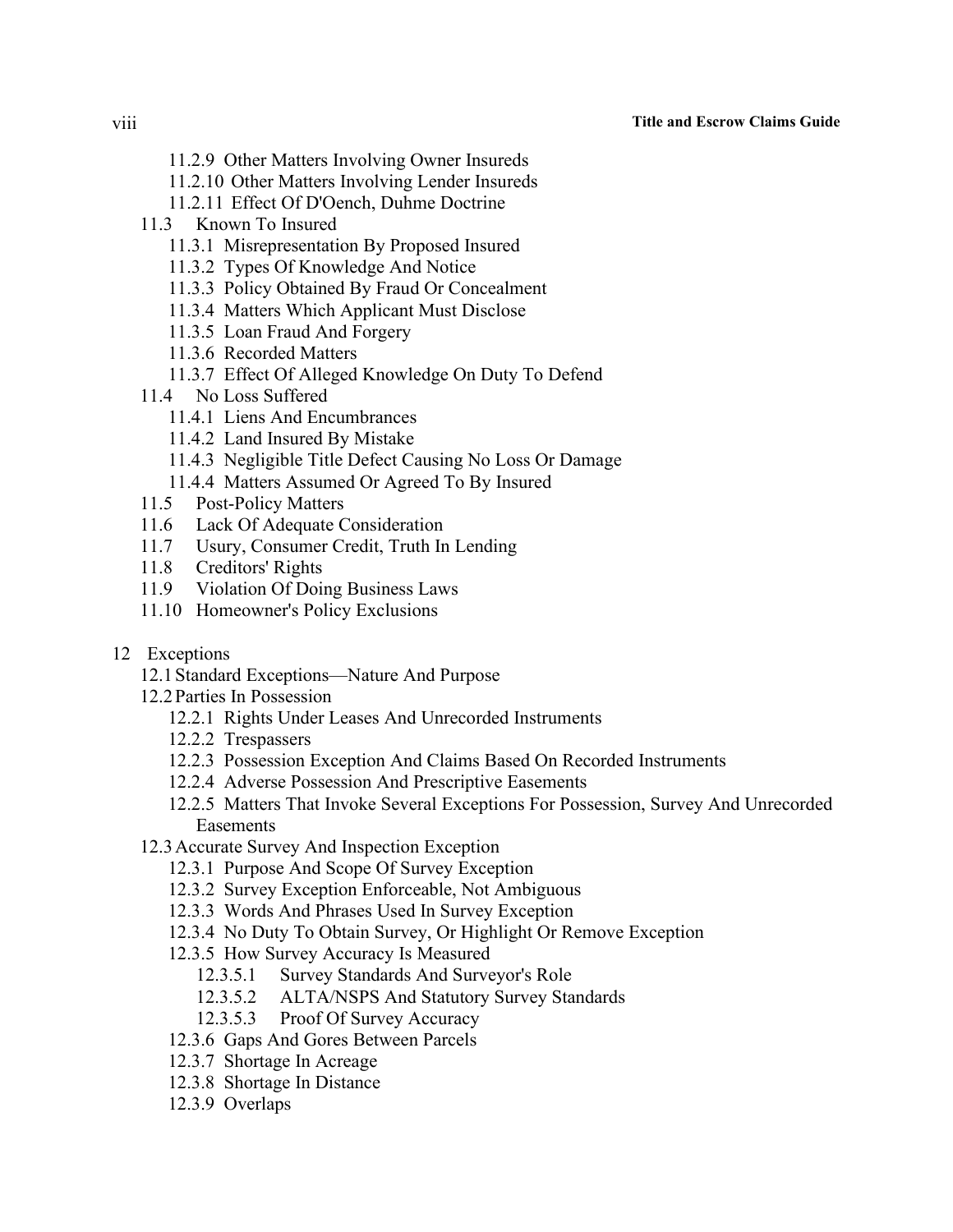- 11.2.9 Other Matters Involving Owner Insureds
- 11.2.10 Other Matters Involving Lender Insureds
- 11.2.11 Effect Of D'Oench, Duhme Doctrine

11.3 Known To Insured

- 11.3.1 Misrepresentation By Proposed Insured
- 11.3.2 Types Of Knowledge And Notice
- 11.3.3 Policy Obtained By Fraud Or Concealment
- 11.3.4 Matters Which Applicant Must Disclose
- 11.3.5 Loan Fraud And Forgery
- 11.3.6 Recorded Matters
- 11.3.7 Effect Of Alleged Knowledge On Duty To Defend

11.4 No Loss Suffered

- 11.4.1 Liens And Encumbrances
- 11.4.2 Land Insured By Mistake
- 11.4.3 Negligible Title Defect Causing No Loss Or Damage
- 11.4.4 Matters Assumed Or Agreed To By Insured

11.5 Post-Policy Matters

11.6 Lack Of Adequate Consideration

11.7 Usury, Consumer Credit, Truth In Lending

11.8 Creditors' Rights

11.9 Violation Of Doing Business Laws

11.10 Homeowner's Policy Exclusions

12 Exceptions

12.1 Standard Exceptions—Nature And Purpose

12.2 Parties In Possession

- 12.2.1 Rights Under Leases And Unrecorded Instruments
- 12.2.2 Trespassers
- 12.2.3 Possession Exception And Claims Based On Recorded Instruments
- 12.2.4 Adverse Possession And Prescriptive Easements
- 12.2.5 Matters That Invoke Several Exceptions For Possession, Survey And Unrecorded Easements

12.3 Accurate Survey And Inspection Exception

- 12.3.1 Purpose And Scope Of Survey Exception
- 12.3.2 Survey Exception Enforceable, Not Ambiguous
- 12.3.3 Words And Phrases Used In Survey Exception
- 12.3.4 No Duty To Obtain Survey, Or Highlight Or Remove Exception
- 12.3.5 How Survey Accuracy Is Measured
  - 12.3.5.1 Survey Standards And Surveyor's Role
  - 12.3.5.2 ALTA/NSPS And Statutory Survey Standards
  - 12.3.5.3 Proof Of Survey Accuracy
- 12.3.6 Gaps And Gores Between Parcels
- 12.3.7 Shortage In Acreage
- 12.3.8 Shortage In Distance
- 12.3.9 Overlaps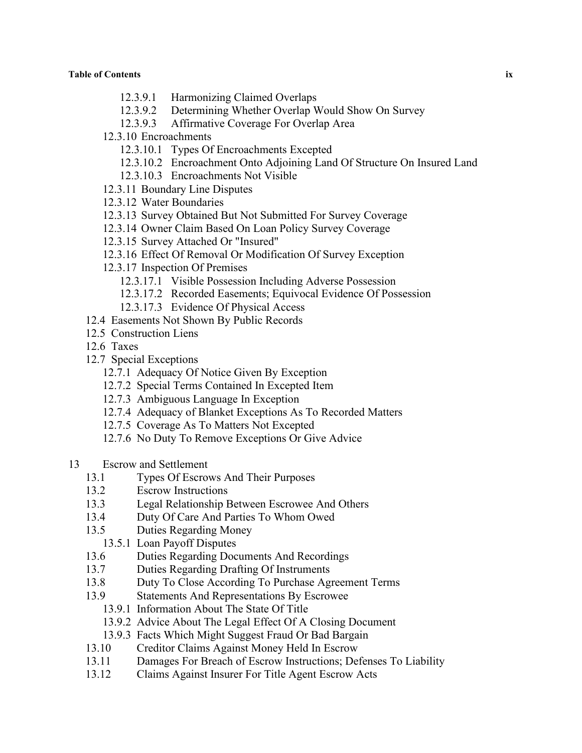12.3.9.1 Harmonizing Claimed Overlaps
12.3.9.2 Determining Whether Overlap Would Show On Survey
12.3.9.3 Affirmative Coverage For Overlap Area
12.3.10 Encroachments
12.3.10.1 Types Of Encroachments Excepted
12.3.10.2 Encroachment Onto Adjoining Land Of Structure On Insured Land
12.3.10.3 Encroachments Not Visible
12.3.11 Boundary Line Disputes
12.3.12 Water Boundaries
12.3.13 Survey Obtained But Not Submitted For Survey Coverage
12.3.14 Owner Claim Based On Loan Policy Survey Coverage
12.3.15 Survey Attached Or "Insured"
12.3.16 Effect Of Removal Or Modification Of Survey Exception
12.3.17 Inspection Of Premises
12.3.17.1 Visible Possession Including Adverse Possession
12.3.17.2 Recorded Easements; Equivocal Evidence Of Possession
12.3.17.3 Evidence Of Physical Access
12.4 Easements Not Shown By Public Records
12.5 Construction Liens
12.6 Taxes
12.7 Special Exceptions
12.7.1 Adequacy Of Notice Given By Exception
12.7.2 Special Terms Contained In Excepted Item
12.7.3 Ambiguous Language In Exception
12.7.4 Adequacy of Blanket Exceptions As To Recorded Matters
12.7.5 Coverage As To Matters Not Excepted
12.7.6 No Duty To Remove Exceptions Or Give Advice

13 Escrow and Settlement
13.1 Types Of Escrows And Their Purposes
13.2 Escrow Instructions
13.3 Legal Relationship Between Escrowee And Others
13.4 Duty Of Care And Parties To Whom Owed
13.5 Duties Regarding Money
13.5.1 Loan Payoff Disputes
13.6 Duties Regarding Documents And Recordings
13.7 Duties Regarding Drafting Of Instruments
13.8 Duty To Close According To Purchase Agreement Terms
13.9 Statements And Representations By Escrowee
13.9.1 Information About The State Of Title
13.9.2 Advice About The Legal Effect Of A Closing Document
13.9.3 Facts Which Might Suggest Fraud Or Bad Bargain
13.10 Creditor Claims Against Money Held In Escrow
13.11 Damages For Breach of Escrow Instructions; Defenses To Liability
13.12 Claims Against Insurer For Title Agent Escrow Acts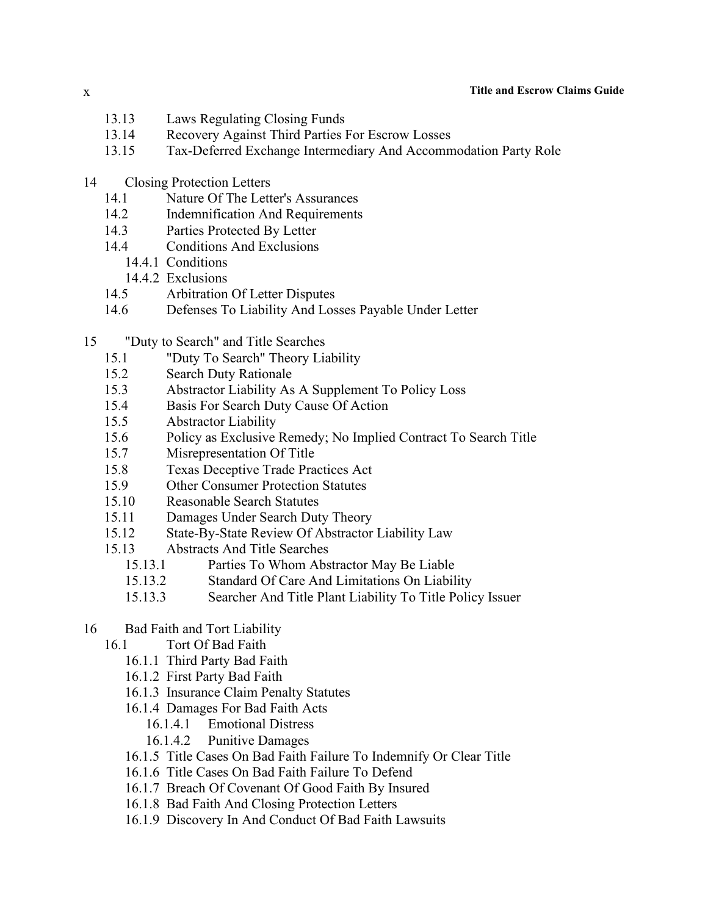- 13.13 Laws Regulating Closing Funds
- 13.14 Recovery Against Third Parties For Escrow Losses
- 13.15 Tax-Deferred Exchange Intermediary And Accommodation Party Role

14 Closing Protection Letters

- 14.1 Nature Of The Letter's Assurances
- 14.2 Indemnification And Requirements
- 14.3 Parties Protected By Letter
- 14.4 Conditions And Exclusions
  - 14.4.1 Conditions
  - 14.4.2 Exclusions
- 14.5 Arbitration Of Letter Disputes
- 14.6 Defenses To Liability And Losses Payable Under Letter

15 "Duty to Search" and Title Searches

- 15.1 "Duty To Search" Theory Liability
- 15.2 Search Duty Rationale
- 15.3 Abstractor Liability As A Supplement To Policy Loss
- 15.4 Basis For Search Duty Cause Of Action
- 15.5 Abstractor Liability
- 15.6 Policy as Exclusive Remedy; No Implied Contract To Search Title
- 15.7 Misrepresentation Of Title
- 15.8 Texas Deceptive Trade Practices Act
- 15.9 Other Consumer Protection Statutes
- 15.10 Reasonable Search Statutes
- 15.11 Damages Under Search Duty Theory
- 15.12 State-By-State Review Of Abstractor Liability Law
- 15.13 Abstracts And Title Searches
  - 15.13.1 Parties To Whom Abstractor May Be Liable
  - 15.13.2 Standard Of Care And Limitations On Liability
  - 15.13.3 Searcher And Title Plant Liability To Title Policy Issuer

16 Bad Faith and Tort Liability

- 16.1 Tort Of Bad Faith
  - 16.1.1 Third Party Bad Faith
  - 16.1.2 First Party Bad Faith
  - 16.1.3 Insurance Claim Penalty Statutes
  - 16.1.4 Damages For Bad Faith Acts
    - 16.1.4.1 Emotional Distress
    - 16.1.4.2 Punitive Damages
  - 16.1.5 Title Cases On Bad Faith Failure To Indemnify Or Clear Title
  - 16.1.6 Title Cases On Bad Faith Failure To Defend
  - 16.1.7 Breach Of Covenant Of Good Faith By Insured
  - 16.1.8 Bad Faith And Closing Protection Letters
  - 16.1.9 Discovery In And Conduct Of Bad Faith Lawsuits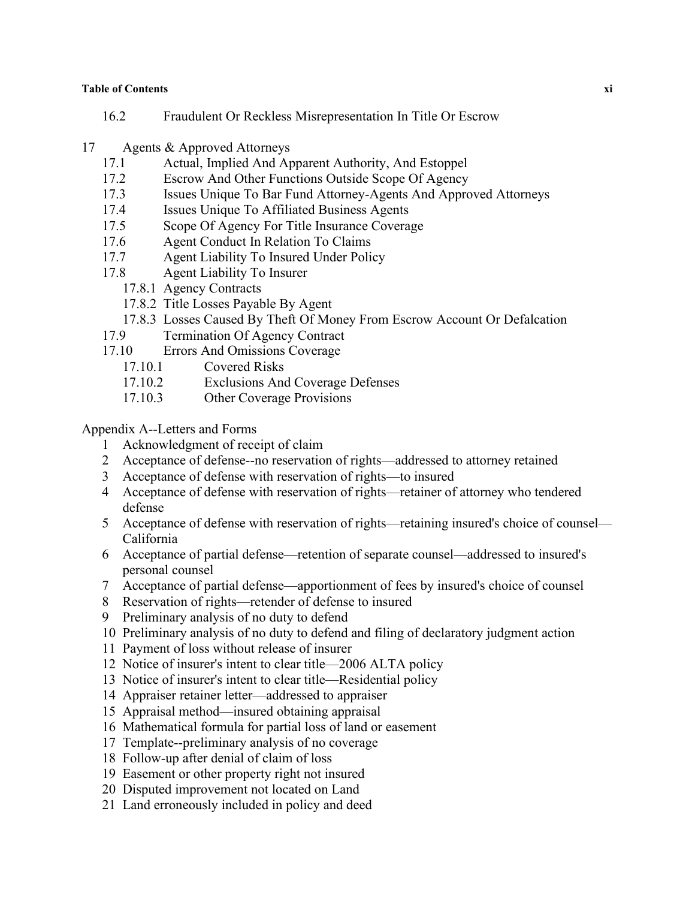16.2 Fraudulent Or Reckless Misrepresentation In Title Or Escrow

17 Agents & Approved Attorneys

- 17.1 Actual, Implied And Apparent Authority, And Estoppel
- 17.2 Escrow And Other Functions Outside Scope Of Agency
- 17.3 Issues Unique To Bar Fund Attorney-Agents And Approved Attorneys
- 17.4 Issues Unique To Affiliated Business Agents
- 17.5 Scope Of Agency For Title Insurance Coverage
- 17.6 Agent Conduct In Relation To Claims
- 17.7 Agent Liability To Insured Under Policy
- 17.8 Agent Liability To Insurer
  - 17.8.1 Agency Contracts
  - 17.8.2 Title Losses Payable By Agent
  - 17.8.3 Losses Caused By Theft Of Money From Escrow Account Or Defalcation
- 17.9 Termination Of Agency Contract
- 17.10 Errors And Omissions Coverage
  - 17.10.1 Covered Risks
  - 17.10.2 Exclusions And Coverage Defenses
  - 17.10.3 Other Coverage Provisions

Appendix A--Letters and Forms

1. Acknowledgment of receipt of claim
2. Acceptance of defense--no reservation of rights—addressed to attorney retained
3. Acceptance of defense with reservation of rights—to insured
4. Acceptance of defense with reservation of rights—retainer of attorney who tendered defense
5. Acceptance of defense with reservation of rights—retaining insured's choice of counsel—California
6. Acceptance of partial defense—retention of separate counsel—addressed to insured's personal counsel
7. Acceptance of partial defense—apportionment of fees by insured's choice of counsel
8. Reservation of rights—retender of defense to insured
9. Preliminary analysis of no duty to defend
10. Preliminary analysis of no duty to defend and filing of declaratory judgment action
11. Payment of loss without release of insurer
12. Notice of insurer's intent to clear title—2006 ALTA policy
13. Notice of insurer's intent to clear title—Residential policy
14. Appraiser retainer letter—addressed to appraiser
15. Appraisal method—insured obtaining appraisal
16. Mathematical formula for partial loss of land or easement
17. Template--preliminary analysis of no coverage
18. Follow-up after denial of claim of loss
19. Easement or other property right not insured
20. Disputed improvement not located on Land
21. Land erroneously included in policy and deed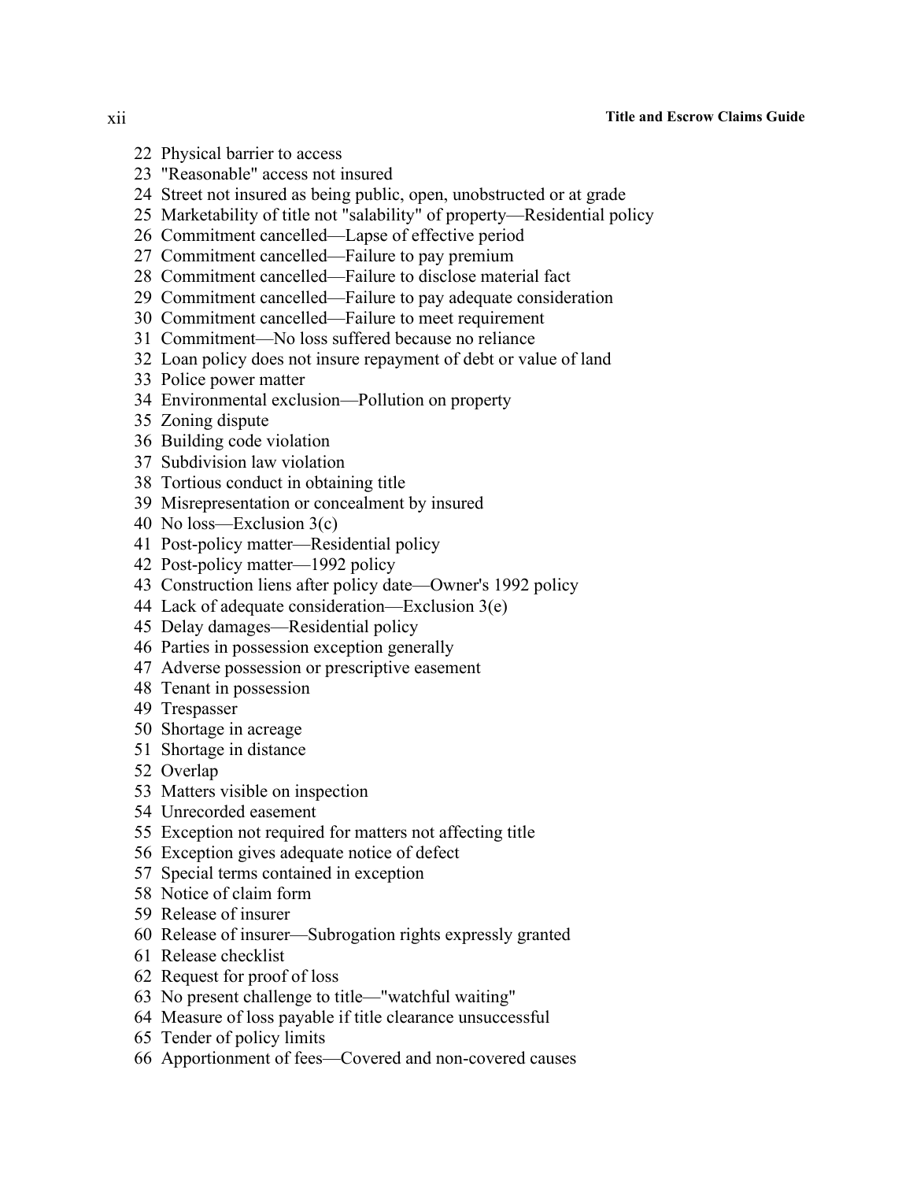22 Physical barrier to access
23 "Reasonable" access not insured
24 Street not insured as being public, open, unobstructed or at grade
25 Marketability of title not "salability" of property—Residential policy
26 Commitment cancelled—Lapse of effective period
27 Commitment cancelled—Failure to pay premium
28 Commitment cancelled—Failure to disclose material fact
29 Commitment cancelled—Failure to pay adequate consideration
30 Commitment cancelled—Failure to meet requirement
31 Commitment—No loss suffered because no reliance
32 Loan policy does not insure repayment of debt or value of land
33 Police power matter
34 Environmental exclusion—Pollution on property
35 Zoning dispute
36 Building code violation
37 Subdivision law violation
38 Tortious conduct in obtaining title
39 Misrepresentation or concealment by insured
40 No loss—Exclusion 3(c)
41 Post-policy matter—Residential policy
42 Post-policy matter—1992 policy
43 Construction liens after policy date—Owner's 1992 policy
44 Lack of adequate consideration—Exclusion 3(e)
45 Delay damages—Residential policy
46 Parties in possession exception generally
47 Adverse possession or prescriptive easement
48 Tenant in possession
49 Trespasser
50 Shortage in acreage
51 Shortage in distance
52 Overlap
53 Matters visible on inspection
54 Unrecorded easement
55 Exception not required for matters not affecting title
56 Exception gives adequate notice of defect
57 Special terms contained in exception
58 Notice of claim form
59 Release of insurer
60 Release of insurer—Subrogation rights expressly granted
61 Release checklist
62 Request for proof of loss
63 No present challenge to title—"watchful waiting"
64 Measure of loss payable if title clearance unsuccessful
65 Tender of policy limits
66 Apportionment of fees—Covered and non-covered causes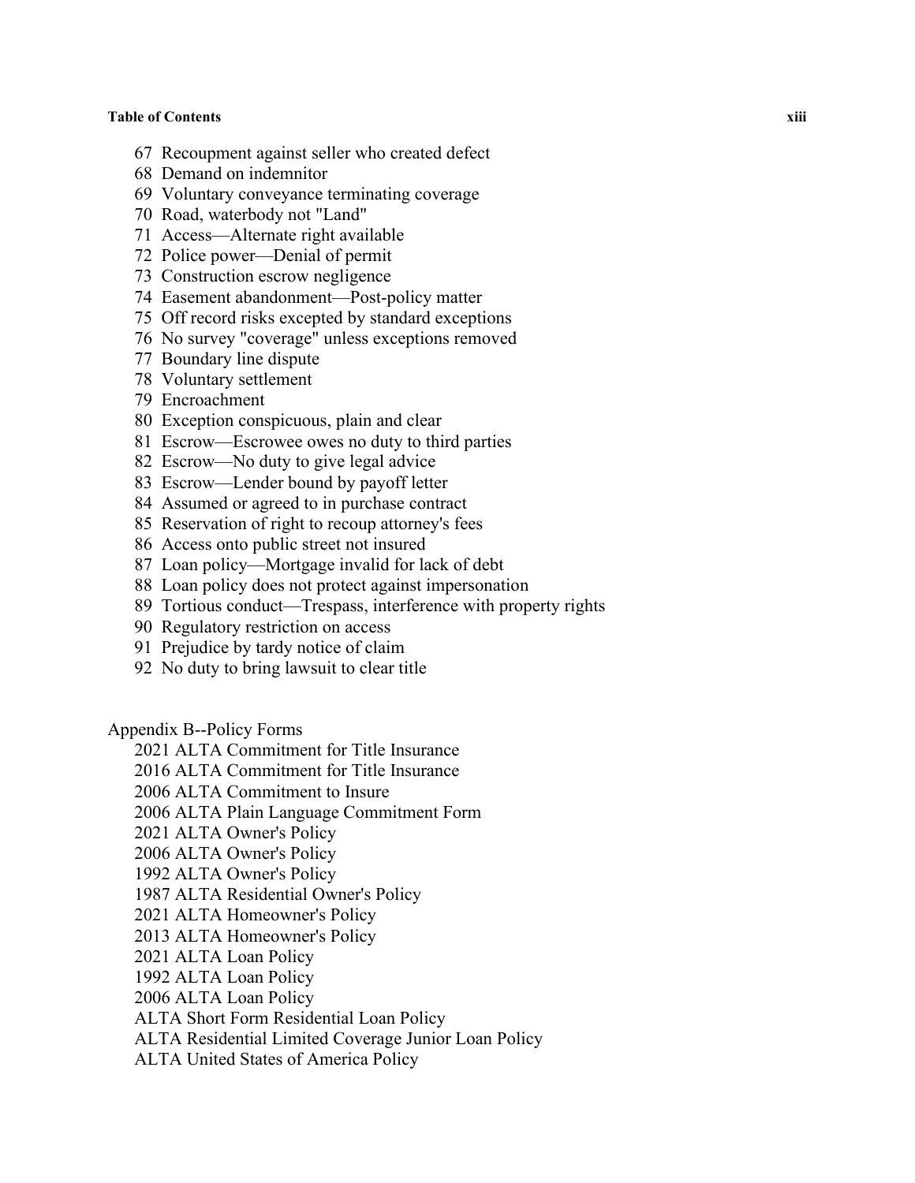67 Recoupment against seller who created defect
68 Demand on indemnitor
69 Voluntary conveyance terminating coverage
70 Road, waterbody not "Land"
71 Access—Alternate right available
72 Police power—Denial of permit
73 Construction escrow negligence
74 Easement abandonment—Post-policy matter
75 Off record risks excepted by standard exceptions
76 No survey "coverage" unless exceptions removed
77 Boundary line dispute
78 Voluntary settlement
79 Encroachment
80 Exception conspicuous, plain and clear
81 Escrow—Escrowee owes no duty to third parties
82 Escrow—No duty to give legal advice
83 Escrow—Lender bound by payoff letter
84 Assumed or agreed to in purchase contract
85 Reservation of right to recoup attorney's fees
86 Access onto public street not insured
87 Loan policy—Mortgage invalid for lack of debt
88 Loan policy does not protect against impersonation
89 Tortious conduct—Trespass, interference with property rights
90 Regulatory restriction on access
91 Prejudice by tardy notice of claim
92 No duty to bring lawsuit to clear title

Appendix B--Policy Forms

2021 ALTA Commitment for Title Insurance
2016 ALTA Commitment for Title Insurance
2006 ALTA Commitment to Insure
2006 ALTA Plain Language Commitment Form
2021 ALTA Owner's Policy
2006 ALTA Owner's Policy
1992 ALTA Owner's Policy
1987 ALTA Residential Owner's Policy
2021 ALTA Homeowner's Policy
2013 ALTA Homeowner's Policy
2021 ALTA Loan Policy
1992 ALTA Loan Policy
2006 ALTA Loan Policy
ALTA Short Form Residential Loan Policy
ALTA Residential Limited Coverage Junior Loan Policy
ALTA United States of America Policy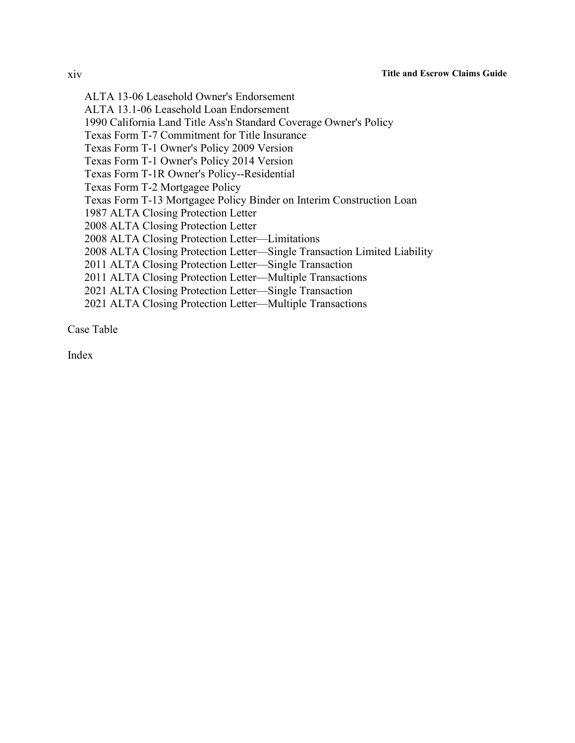ALTA 13-06 Leasehold Owner's Endorsement
ALTA 13.1-06 Leasehold Loan Endorsement
1990 California Land Title Ass'n Standard Coverage Owner's Policy
Texas Form T-7 Commitment for Title Insurance
Texas Form T-1 Owner's Policy 2009 Version
Texas Form T-1 Owner's Policy 2014 Version
Texas Form T-1R Owner's Policy--Residential
Texas Form T-2 Mortgagee Policy
Texas Form T-13 Mortgagee Policy Binder on Interim Construction Loan
1987 ALTA Closing Protection Letter
2008 ALTA Closing Protection Letter
2008 ALTA Closing Protection Letter—Limitations
2008 ALTA Closing Protection Letter—Single Transaction Limited Liability
2011 ALTA Closing Protection Letter—Single Transaction
2011 ALTA Closing Protection Letter—Multiple Transactions
2021 ALTA Closing Protection Letter—Single Transaction
2021 ALTA Closing Protection Letter—Multiple Transactions

Case Table

Index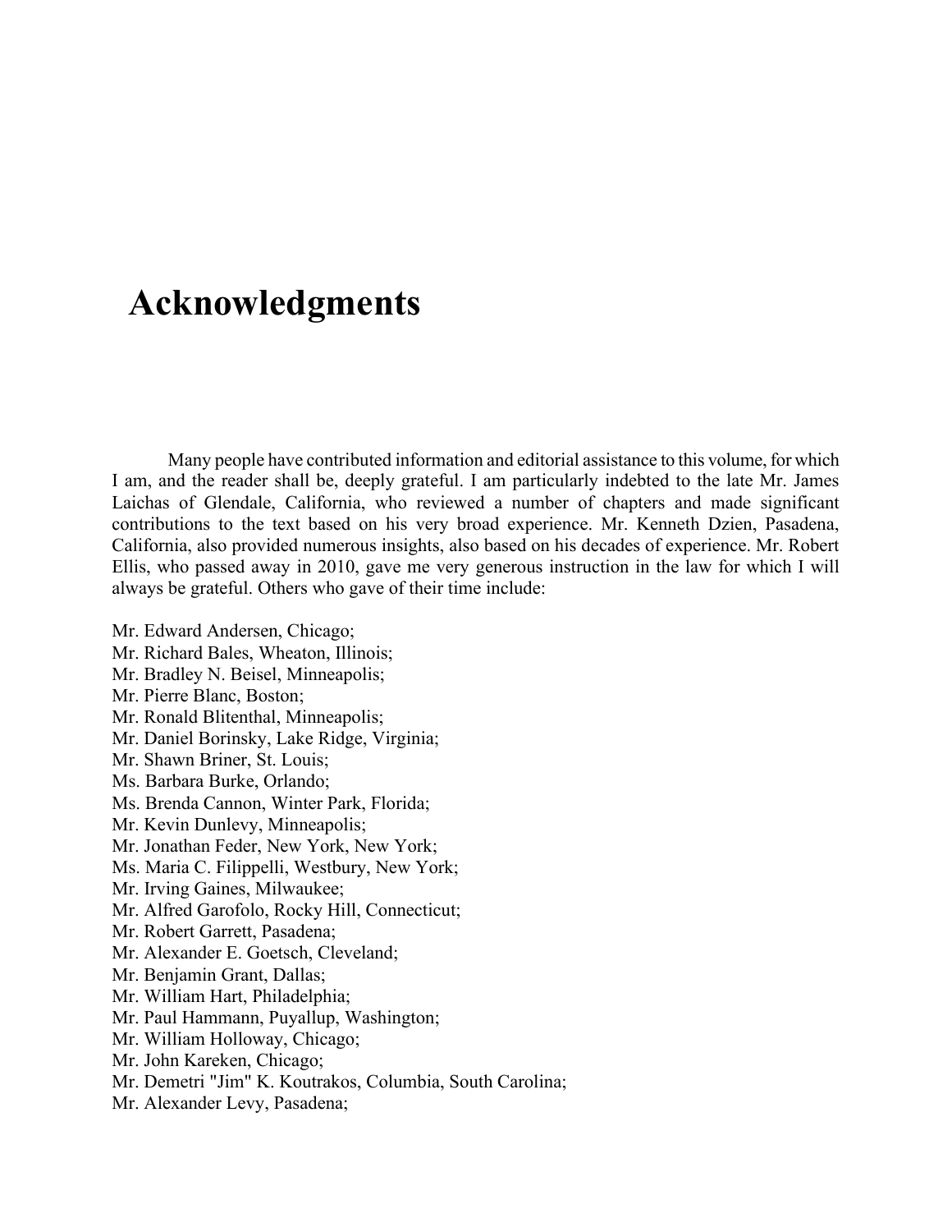# Acknowledgments

Many people have contributed information and editorial assistance to this volume, for which I am, and the reader shall be, deeply grateful. I am particularly indebted to the late Mr. James Laichas of Glendale, California, who reviewed a number of chapters and made significant contributions to the text based on his very broad experience. Mr. Kenneth Dzien, Pasadena, California, also provided numerous insights, also based on his decades of experience. Mr. Robert Ellis, who passed away in 2010, gave me very generous instruction in the law for which I will always be grateful. Others who gave of their time include:

Mr. Edward Andersen, Chicago;
Mr. Richard Bales, Wheaton, Illinois;
Mr. Bradley N. Beisel, Minneapolis;
Mr. Pierre Blanc, Boston;
Mr. Ronald Blitenthal, Minneapolis;
Mr. Daniel Borinsky, Lake Ridge, Virginia;
Mr. Shawn Briner, St. Louis;
Ms. Barbara Burke, Orlando;
Ms. Brenda Cannon, Winter Park, Florida;
Mr. Kevin Dunlevy, Minneapolis;
Mr. Jonathan Feder, New York, New York;
Ms. Maria C. Filippelli, Westbury, New York;
Mr. Irving Gaines, Milwaukee;
Mr. Alfred Garofolo, Rocky Hill, Connecticut;
Mr. Robert Garrett, Pasadena;
Mr. Alexander E. Goetsch, Cleveland;
Mr. Benjamin Grant, Dallas;
Mr. William Hart, Philadelphia;
Mr. Paul Hammann, Puyallup, Washington;
Mr. William Holloway, Chicago;
Mr. John Kareken, Chicago;
Mr. Demetri "Jim" K. Koutrakos, Columbia, South Carolina;
Mr. Alexander Levy, Pasadena;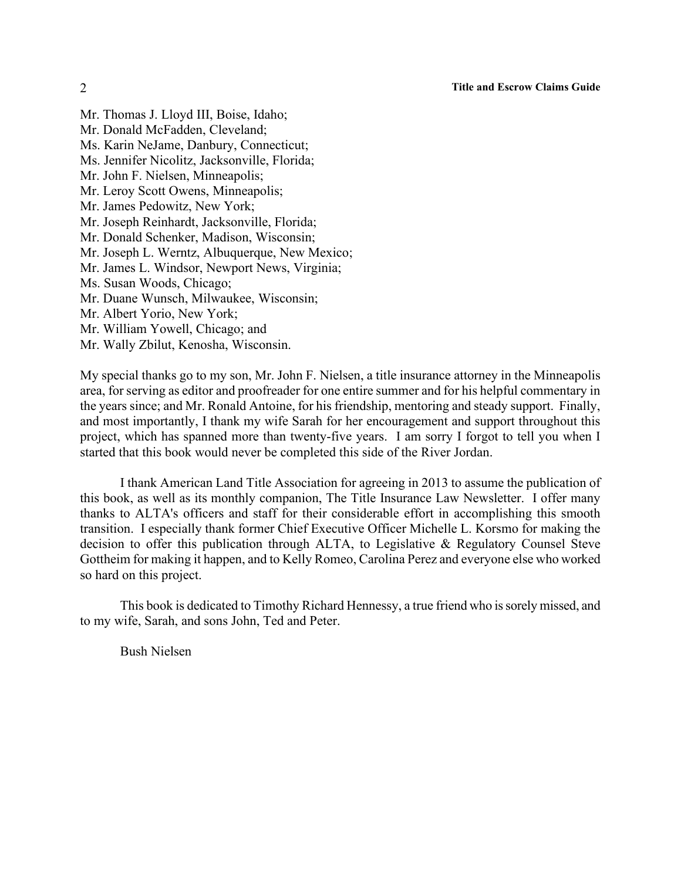Mr. Thomas J. Lloyd III, Boise, Idaho;
Mr. Donald McFadden, Cleveland;
Ms. Karin NeJame, Danbury, Connecticut;
Ms. Jennifer Nicolitz, Jacksonville, Florida;
Mr. John F. Nielsen, Minneapolis;
Mr. Leroy Scott Owens, Minneapolis;
Mr. James Pedowitz, New York;
Mr. Joseph Reinhardt, Jacksonville, Florida;
Mr. Donald Schenker, Madison, Wisconsin;
Mr. Joseph L. Werntz, Albuquerque, New Mexico;
Mr. James L. Windsor, Newport News, Virginia;
Ms. Susan Woods, Chicago;
Mr. Duane Wunsch, Milwaukee, Wisconsin;
Mr. Albert Yorio, New York;
Mr. William Yowell, Chicago; and
Mr. Wally Zbilut, Kenosha, Wisconsin.

My special thanks go to my son, Mr. John F. Nielsen, a title insurance attorney in the Minneapolis area, for serving as editor and proofreader for one entire summer and for his helpful commentary in the years since; and Mr. Ronald Antoine, for his friendship, mentoring and steady support. Finally, and most importantly, I thank my wife Sarah for her encouragement and support throughout this project, which has spanned more than twenty-five years. I am sorry I forgot to tell you when I started that this book would never be completed this side of the River Jordan.

I thank American Land Title Association for agreeing in 2013 to assume the publication of this book, as well as its monthly companion, The Title Insurance Law Newsletter. I offer many thanks to ALTA's officers and staff for their considerable effort in accomplishing this smooth transition. I especially thank former Chief Executive Officer Michelle L. Korsmo for making the decision to offer this publication through ALTA, to Legislative & Regulatory Counsel Steve Gottheim for making it happen, and to Kelly Romeo, Carolina Perez and everyone else who worked so hard on this project.

This book is dedicated to Timothy Richard Hennessy, a true friend who is sorely missed, and to my wife, Sarah, and sons John, Ted and Peter.

Bush Nielsen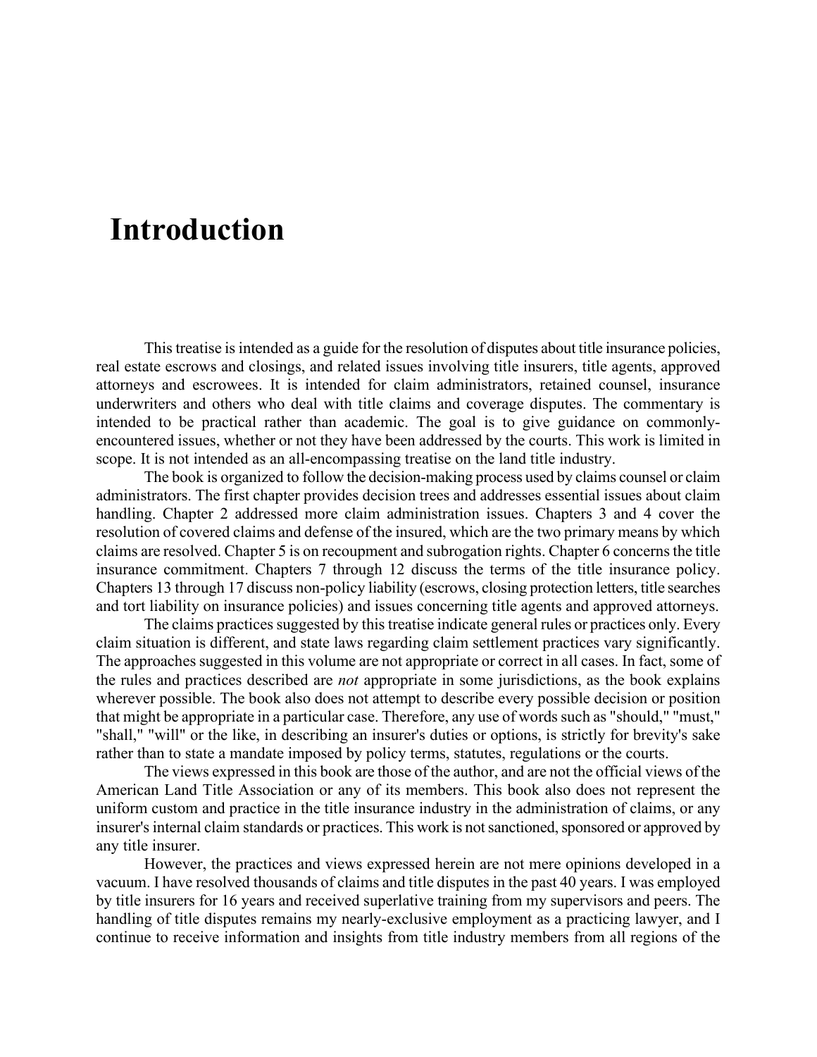# Introduction

This treatise is intended as a guide for the resolution of disputes about title insurance policies, real estate escrows and closings, and related issues involving title insurers, title agents, approved attorneys and escrowees. It is intended for claim administrators, retained counsel, insurance underwriters and others who deal with title claims and coverage disputes. The commentary is intended to be practical rather than academic. The goal is to give guidance on commonly-encountered issues, whether or not they have been addressed by the courts. This work is limited in scope. It is not intended as an all-encompassing treatise on the land title industry.

The book is organized to follow the decision-making process used by claims counsel or claim administrators. The first chapter provides decision trees and addresses essential issues about claim handling. Chapter 2 addressed more claim administration issues. Chapters 3 and 4 cover the resolution of covered claims and defense of the insured, which are the two primary means by which claims are resolved. Chapter 5 is on recoupment and subrogation rights. Chapter 6 concerns the title insurance commitment. Chapters 7 through 12 discuss the terms of the title insurance policy. Chapters 13 through 17 discuss non-policy liability (escrows, closing protection letters, title searches and tort liability on insurance policies) and issues concerning title agents and approved attorneys.

The claims practices suggested by this treatise indicate general rules or practices only. Every claim situation is different, and state laws regarding claim settlement practices vary significantly. The approaches suggested in this volume are not appropriate or correct in all cases. In fact, some of the rules and practices described are *not* appropriate in some jurisdictions, as the book explains wherever possible. The book also does not attempt to describe every possible decision or position that might be appropriate in a particular case. Therefore, any use of words such as "should," "must," "shall," "will" or the like, in describing an insurer's duties or options, is strictly for brevity's sake rather than to state a mandate imposed by policy terms, statutes, regulations or the courts.

The views expressed in this book are those of the author, and are not the official views of the American Land Title Association or any of its members. This book also does not represent the uniform custom and practice in the title insurance industry in the administration of claims, or any insurer's internal claim standards or practices. This work is not sanctioned, sponsored or approved by any title insurer.

However, the practices and views expressed herein are not mere opinions developed in a vacuum. I have resolved thousands of claims and title disputes in the past 40 years. I was employed by title insurers for 16 years and received superlative training from my supervisors and peers. The handling of title disputes remains my nearly-exclusive employment as a practicing lawyer, and I continue to receive information and insights from title industry members from all regions of the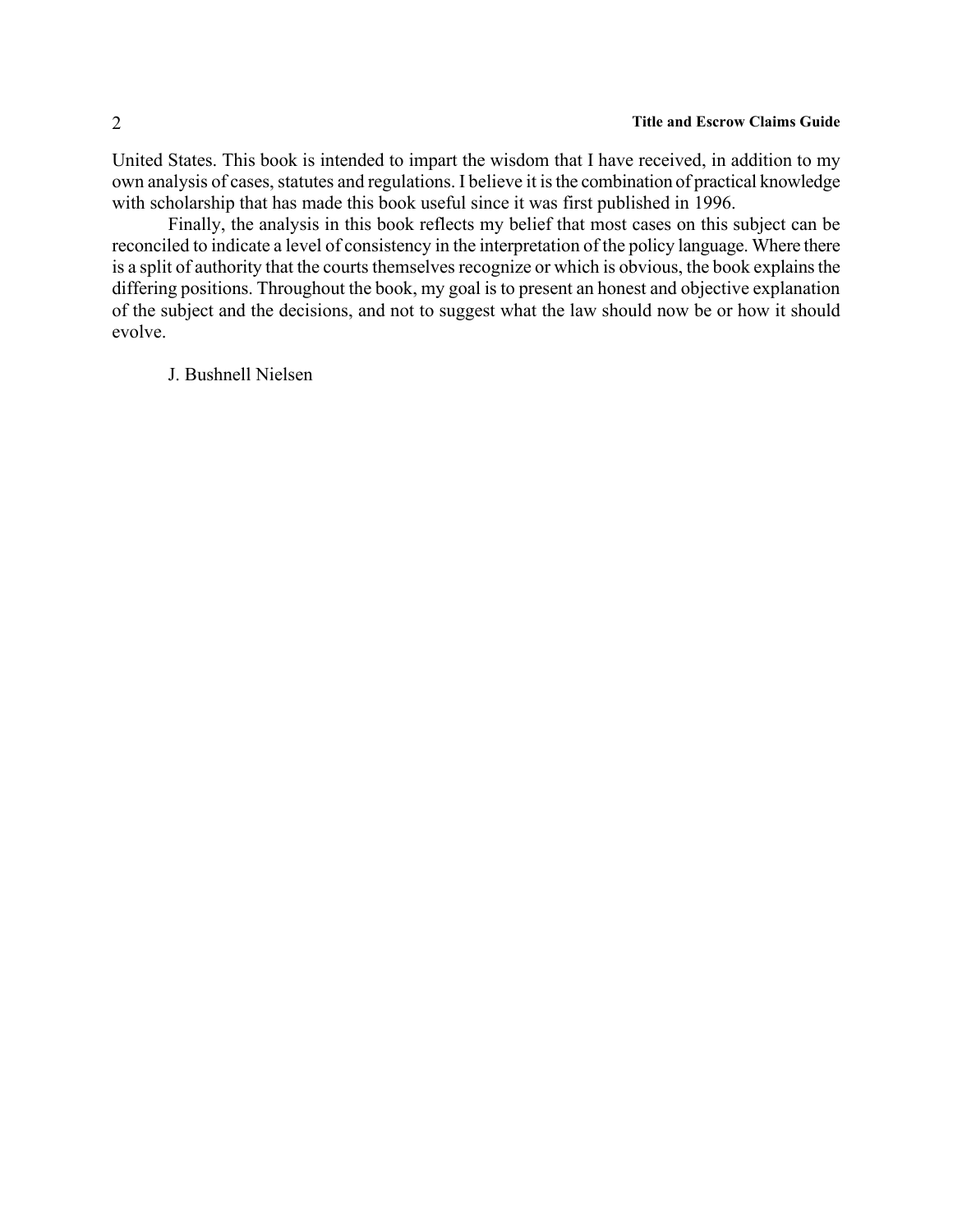United States. This book is intended to impart the wisdom that I have received, in addition to my own analysis of cases, statutes and regulations. I believe it is the combination of practical knowledge with scholarship that has made this book useful since it was first published in 1996.

Finally, the analysis in this book reflects my belief that most cases on this subject can be reconciled to indicate a level of consistency in the interpretation of the policy language. Where there is a split of authority that the courts themselves recognize or which is obvious, the book explains the differing positions. Throughout the book, my goal is to present an honest and objective explanation of the subject and the decisions, and not to suggest what the law should now be or how it should evolve.

J. Bushnell Nielsen